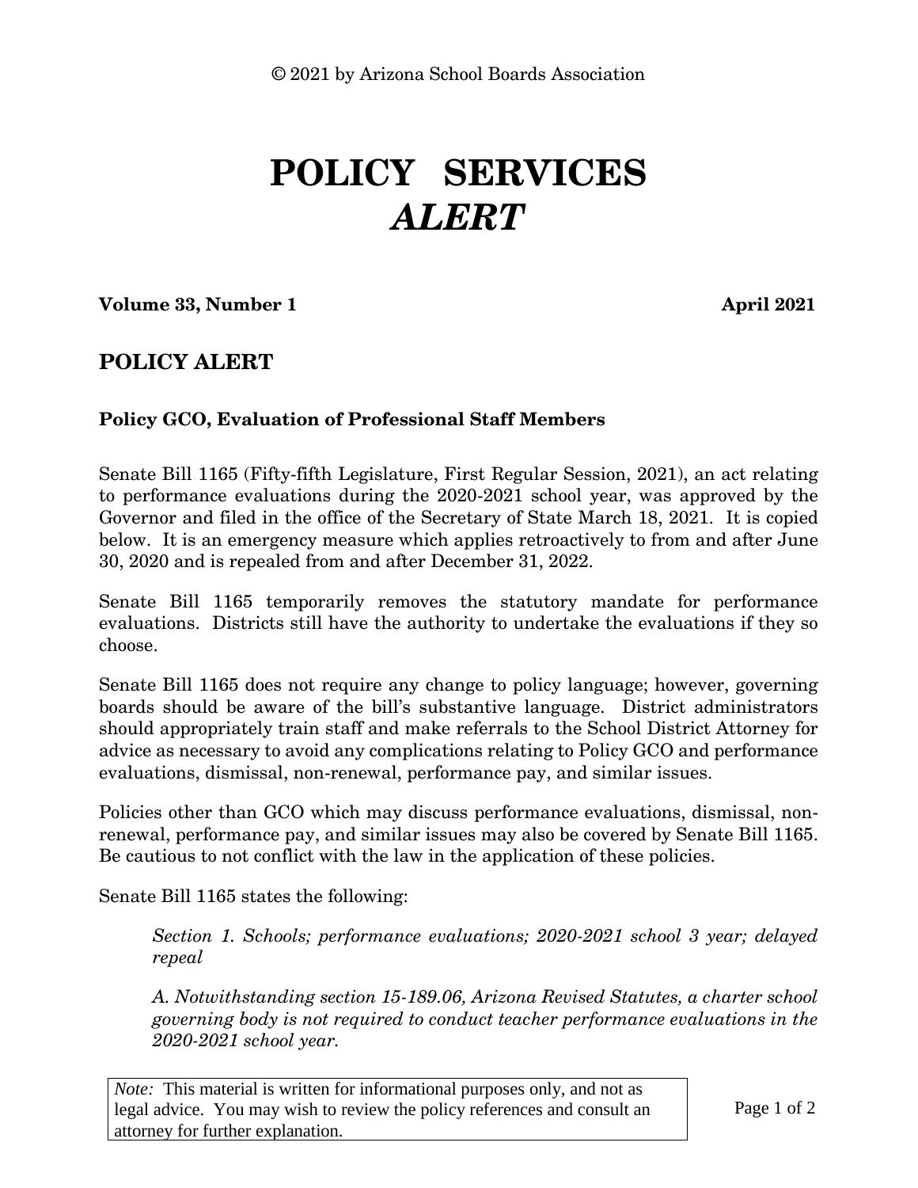© 2021 by Arizona School Boards Association

# POLICY SERVICES *ALERT*

**Volume 33, Number 1** **April 2021**

## POLICY ALERT

### Policy GCO, Evaluation of Professional Staff Members

Senate Bill 1165 (Fifty-fifth Legislature, First Regular Session, 2021), an act relating to performance evaluations during the 2020-2021 school year, was approved by the Governor and filed in the office of the Secretary of State March 18, 2021. It is copied below. It is an emergency measure which applies retroactively to from and after June 30, 2020 and is repealed from and after December 31, 2022.

Senate Bill 1165 temporarily removes the statutory mandate for performance evaluations. Districts still have the authority to undertake the evaluations if they so choose.

Senate Bill 1165 does not require any change to policy language; however, governing boards should be aware of the bill's substantive language. District administrators should appropriately train staff and make referrals to the School District Attorney for advice as necessary to avoid any complications relating to Policy GCO and performance evaluations, dismissal, non-renewal, performance pay, and similar issues.

Policies other than GCO which may discuss performance evaluations, dismissal, non-renewal, performance pay, and similar issues may also be covered by Senate Bill 1165. Be cautious to not conflict with the law in the application of these policies.

Senate Bill 1165 states the following:

> *Section 1. Schools; performance evaluations; 2020-2021 school 3 year; delayed repeal*
>
> *A. Notwithstanding section 15-189.06, Arizona Revised Statutes, a charter school governing body is not required to conduct teacher performance evaluations in the 2020-2021 school year.*

*Note:* This material is written for informational purposes only, and not as legal advice. You may wish to review the policy references and consult an attorney for further explanation.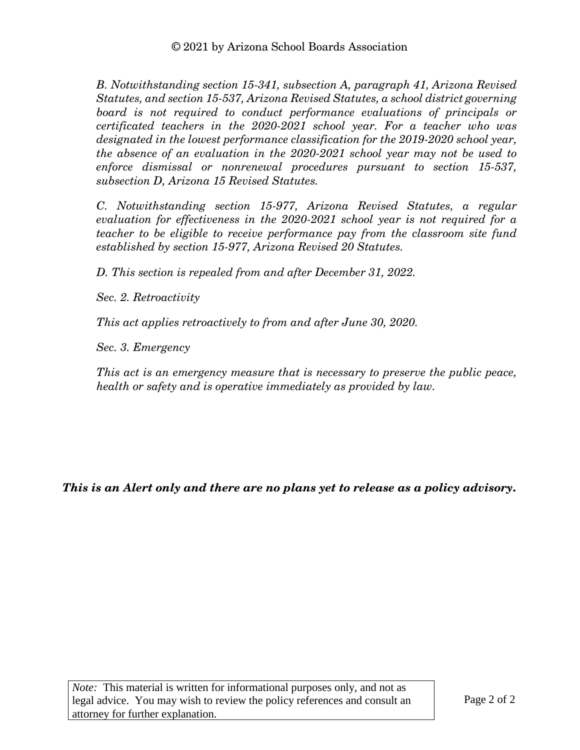*B. Notwithstanding section 15-341, subsection A, paragraph 41, Arizona Revised Statutes, and section 15-537, Arizona Revised Statutes, a school district governing board is not required to conduct performance evaluations of principals or certificated teachers in the 2020-2021 school year. For a teacher who was designated in the lowest performance classification for the 2019-2020 school year, the absence of an evaluation in the 2020-2021 school year may not be used to enforce dismissal or nonrenewal procedures pursuant to section 15-537, subsection D, Arizona 15 Revised Statutes.*

*C. Notwithstanding section 15-977, Arizona Revised Statutes, a regular evaluation for effectiveness in the 2020-2021 school year is not required for a teacher to be eligible to receive performance pay from the classroom site fund established by section 15-977, Arizona Revised 20 Statutes.*

*D. This section is repealed from and after December 31, 2022.*

*Sec. 2. Retroactivity*

*This act applies retroactively to from and after June 30, 2020.*

*Sec. 3. Emergency*

*This act is an emergency measure that is necessary to preserve the public peace, health or safety and is operative immediately as provided by law.*

***This is an Alert only and there are no plans yet to release as a policy advisory.***

*Note:* This material is written for informational purposes only, and not as legal advice. You may wish to review the policy references and consult an attorney for further explanation.